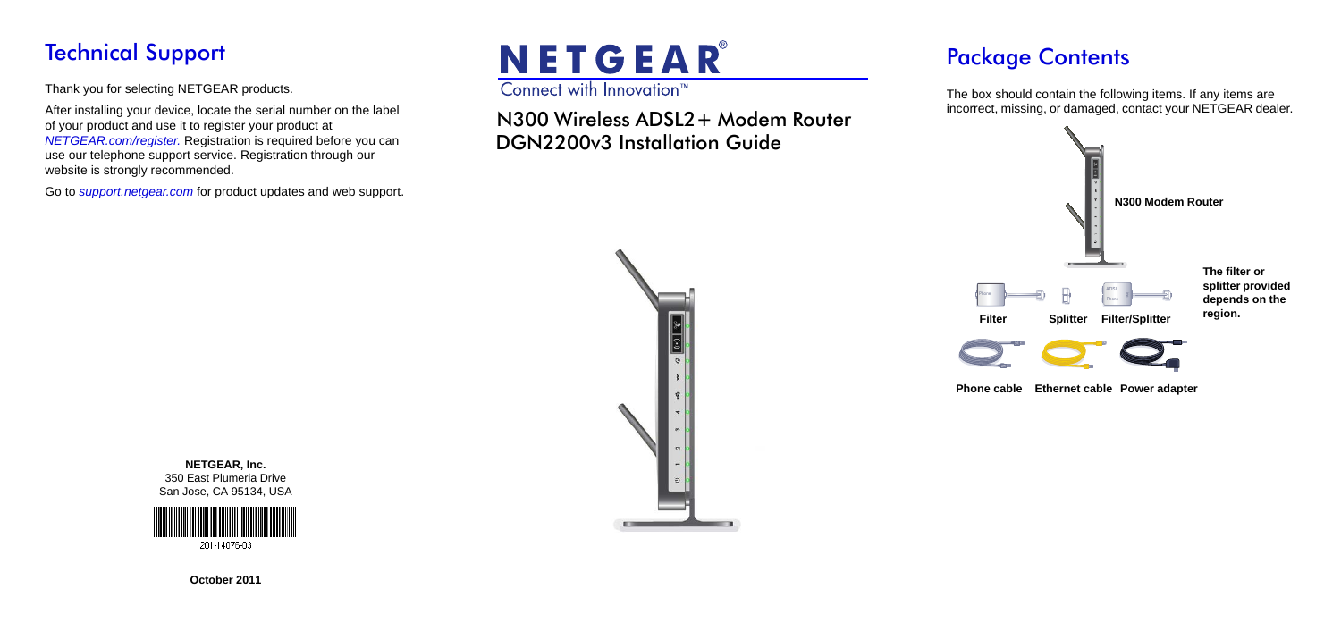## Technical Support

Thank you for selecting NETGEAR products.

After installing your device, locate the serial number on the label of your product and use it to register your product at *NETGEAR.com/register*. Registration is required before you can use our telephone support service. Registration through our website is strongly recommended.

Go to *support.netgear.com* for product updates and web support.

**NETGEAR, Inc.**
350 East Plumeria Drive
San Jose, CA 95134, USA

201-14076-03

**October 2011**

# NETGEAR®

Connect with Innovation™

## N300 Wireless ADSL2+ Modem Router DGN2200v3 Installation Guide

## Package Contents

The box should contain the following items. If any items are incorrect, missing, or damaged, contact your NETGEAR dealer.

**N300 Modem Router**

**Filter** **Splitter** **Filter/Splitter**

**The filter or splitter provided depends on the region.**

**Phone cable** **Ethernet cable** **Power adapter**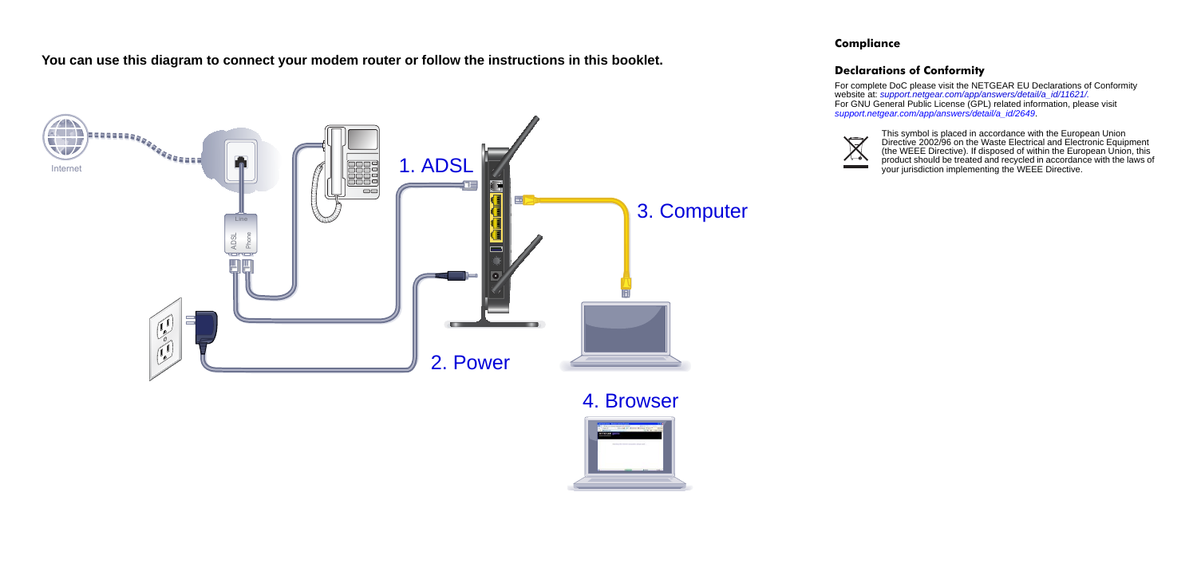**You can use this diagram to connect your modem router or follow the instructions in this booklet.**

Internet

Line

ADSL

Phone

1. ADSL

2. Power

3. Computer

4. Browser

## Compliance

### Declarations of Conformity

For complete DoC please visit the NETGEAR EU Declarations of Conformity website at: *support.netgear.com/app/answers/detail/a_id/11621/*.
For GNU General Public License (GPL) related information, please visit *support.netgear.com/app/answers/detail/a_id/2649*.

This symbol is placed in accordance with the European Union Directive 2002/96 on the Waste Electrical and Electronic Equipment (the WEEE Directive). If disposed of within the European Union, this product should be treated and recycled in accordance with the laws of your jurisdiction implementing the WEEE Directive.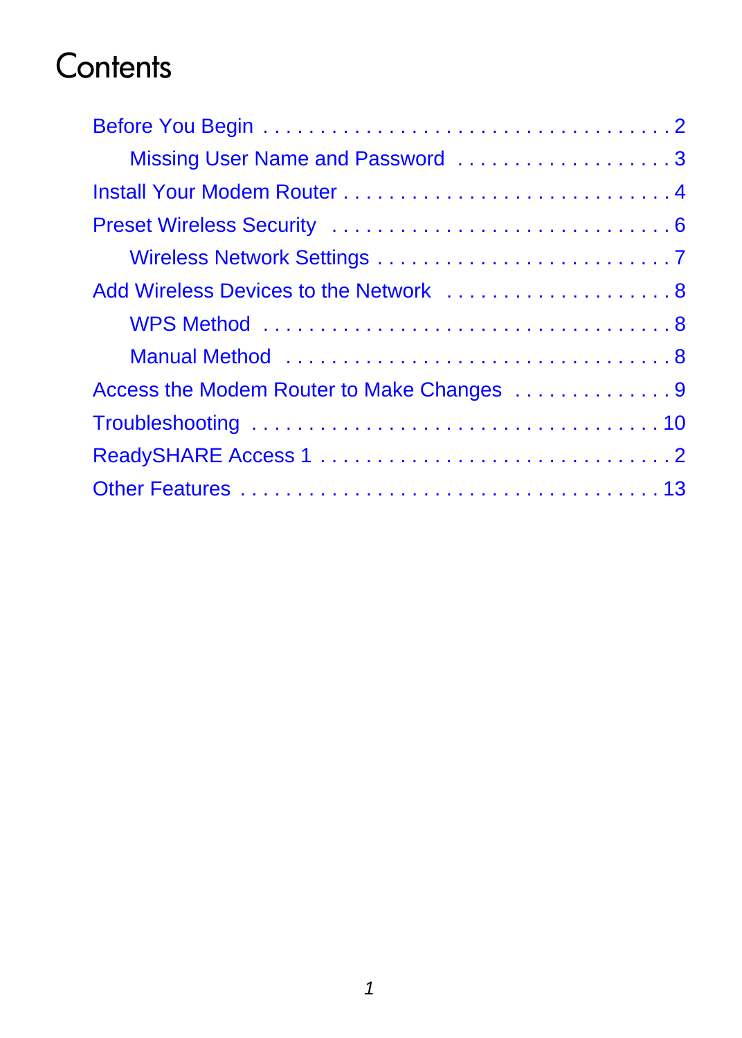# Contents

- Before You Begin . . . . . . . . . . . . . . . . . . . . . . . . . . . . . . . . . . . 2
  - Missing User Name and Password . . . . . . . . . . . . . . . . . . . 3
- Install Your Modem Router . . . . . . . . . . . . . . . . . . . . . . . . . . . . 4
- Preset Wireless Security . . . . . . . . . . . . . . . . . . . . . . . . . . . . . 6
  - Wireless Network Settings . . . . . . . . . . . . . . . . . . . . . . . . . 7
- Add Wireless Devices to the Network . . . . . . . . . . . . . . . . . . . . 8
  - WPS Method . . . . . . . . . . . . . . . . . . . . . . . . . . . . . . . . . . . 8
  - Manual Method . . . . . . . . . . . . . . . . . . . . . . . . . . . . . . . . . 8
- Access the Modem Router to Make Changes . . . . . . . . . . . . . . 9
- Troubleshooting . . . . . . . . . . . . . . . . . . . . . . . . . . . . . . . . . . . 10
- ReadySHARE Access 1 . . . . . . . . . . . . . . . . . . . . . . . . . . . . . . 2
- Other Features . . . . . . . . . . . . . . . . . . . . . . . . . . . . . . . . . . . . 13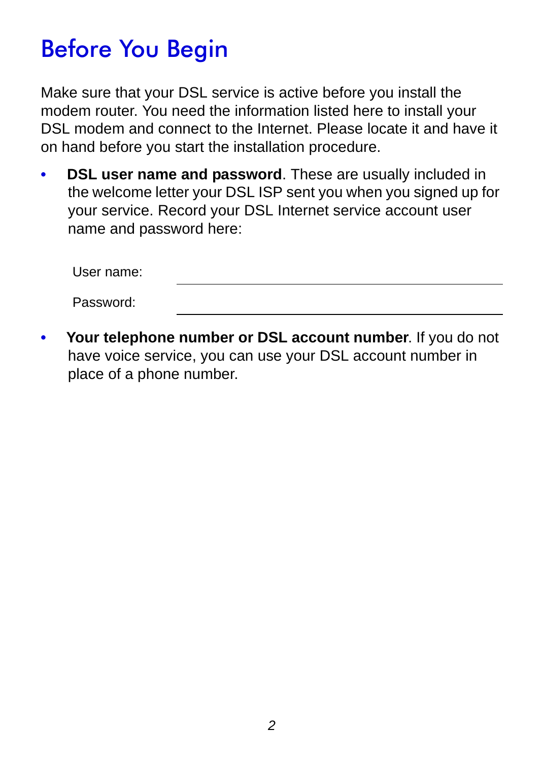# Before You Begin

Make sure that your DSL service is active before you install the modem router. You need the information listed here to install your DSL modem and connect to the Internet. Please locate it and have it on hand before you start the installation procedure.

- **DSL user name and password**. These are usually included in the welcome letter your DSL ISP sent you when you signed up for your service. Record your DSL Internet service account user name and password here:

  User name: \_\_\_\_\_\_\_\_\_\_\_\_\_\_\_\_\_\_\_\_\_\_\_\_\_\_\_\_\_\_\_\_\_\_\_\_\_\_\_\_

  Password: \_\_\_\_\_\_\_\_\_\_\_\_\_\_\_\_\_\_\_\_\_\_\_\_\_\_\_\_\_\_\_\_\_\_\_\_\_\_\_\_

- **Your telephone number or DSL account number**. If you do not have voice service, you can use your DSL account number in place of a phone number.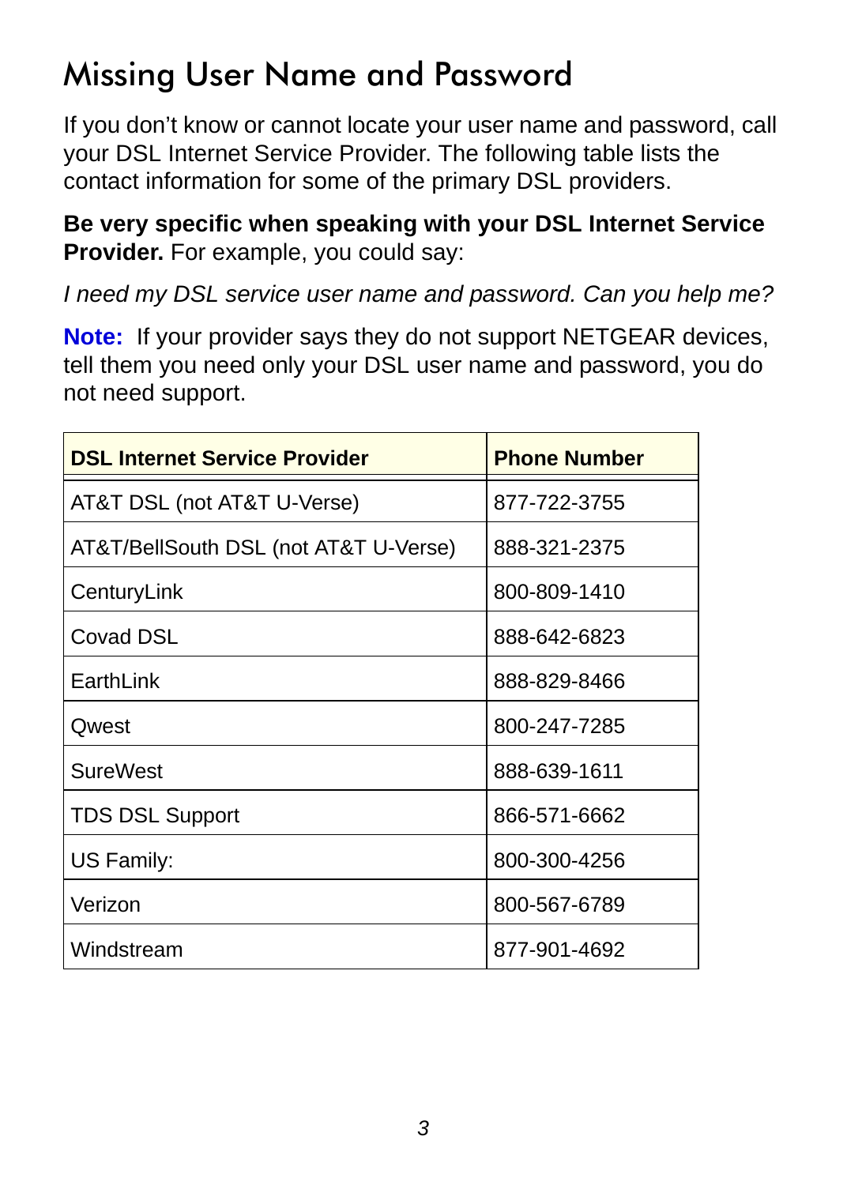# Missing User Name and Password

If you don't know or cannot locate your user name and password, call your DSL Internet Service Provider. The following table lists the contact information for some of the primary DSL providers.

**Be very specific when speaking with your DSL Internet Service Provider.** For example, you could say:

*I need my DSL service user name and password. Can you help me?*

**Note:** If your provider says they do not support NETGEAR devices, tell them you need only your DSL user name and password, you do not need support.

| DSL Internet Service Provider | Phone Number |
|---|---|
| AT&T DSL (not AT&T U-Verse) | 877-722-3755 |
| AT&T/BellSouth DSL (not AT&T U-Verse) | 888-321-2375 |
| CenturyLink | 800-809-1410 |
| Covad DSL | 888-642-6823 |
| EarthLink | 888-829-8466 |
| Qwest | 800-247-7285 |
| SureWest | 888-639-1611 |
| TDS DSL Support | 866-571-6662 |
| US Family: | 800-300-4256 |
| Verizon | 800-567-6789 |
| Windstream | 877-901-4692 |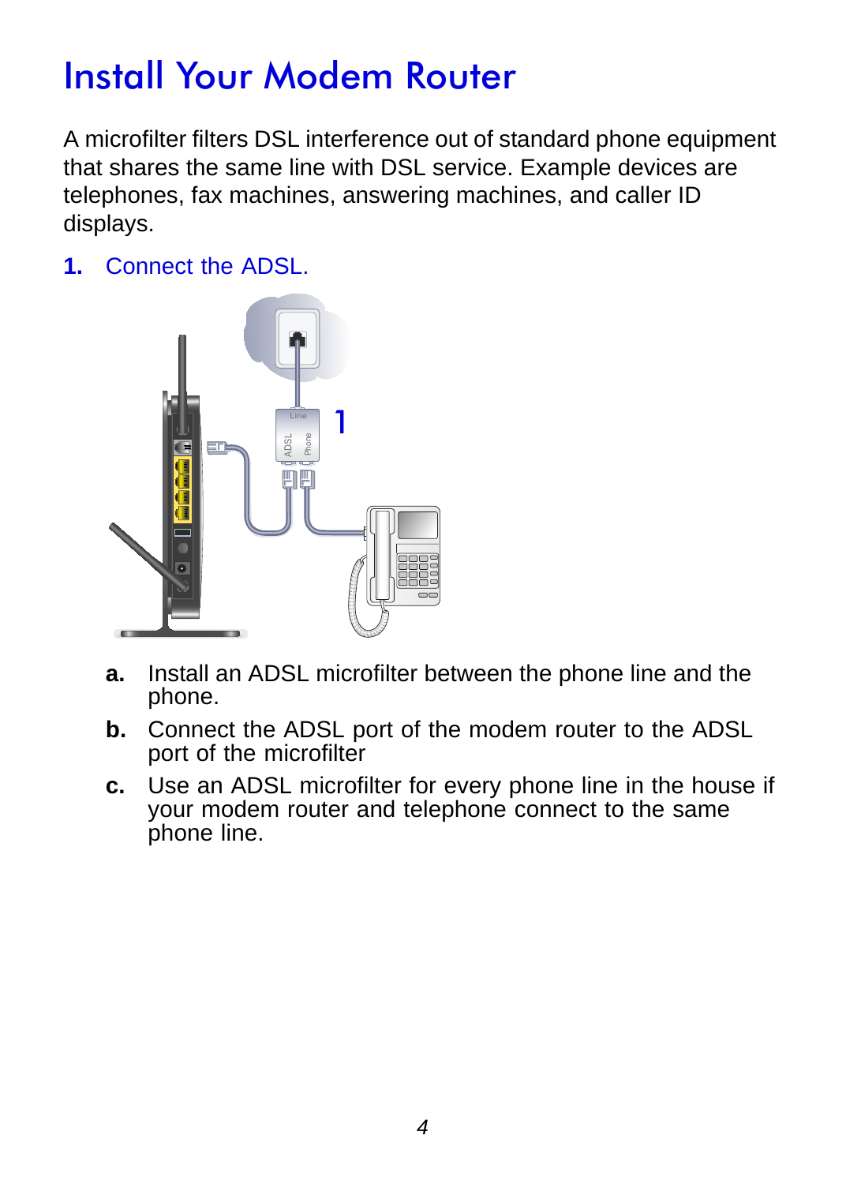# Install Your Modem Router

A microfilter filters DSL interference out of standard phone equipment that shares the same line with DSL service. Example devices are telephones, fax machines, answering machines, and caller ID displays.

**1.** Connect the ADSL.

**a.** Install an ADSL microfilter between the phone line and the phone.

**b.** Connect the ADSL port of the modem router to the ADSL port of the microfilter

**c.** Use an ADSL microfilter for every phone line in the house if your modem router and telephone connect to the same phone line.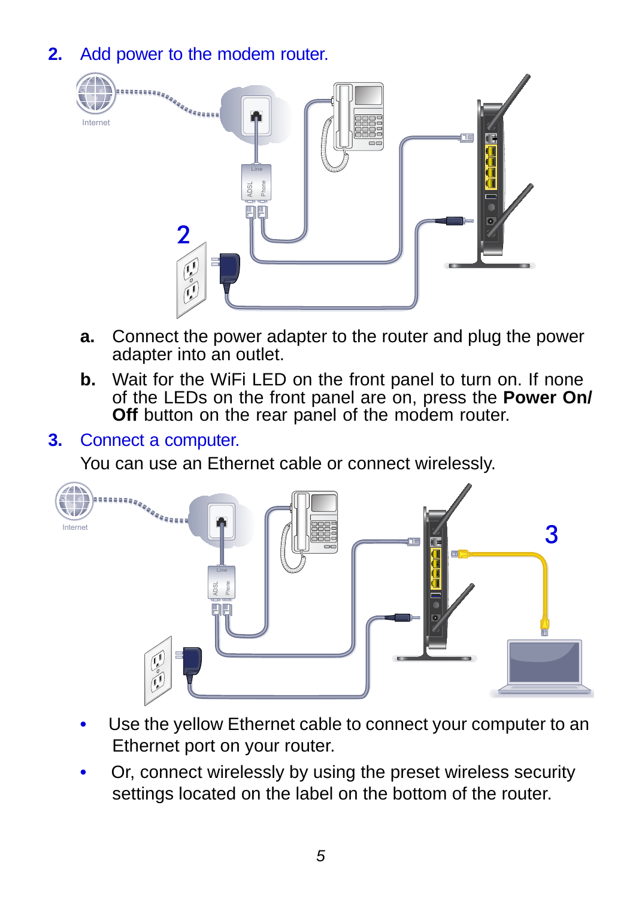## 2. Add power to the modem router.

a. Connect the power adapter to the router and plug the power adapter into an outlet.

b. Wait for the WiFi LED on the front panel to turn on. If none of the LEDs on the front panel are on, press the **Power On/ Off** button on the rear panel of the modem router.

## 3. Connect a computer.

You can use an Ethernet cable or connect wirelessly.

- Use the yellow Ethernet cable to connect your computer to an Ethernet port on your router.
- Or, connect wirelessly by using the preset wireless security settings located on the label on the bottom of the router.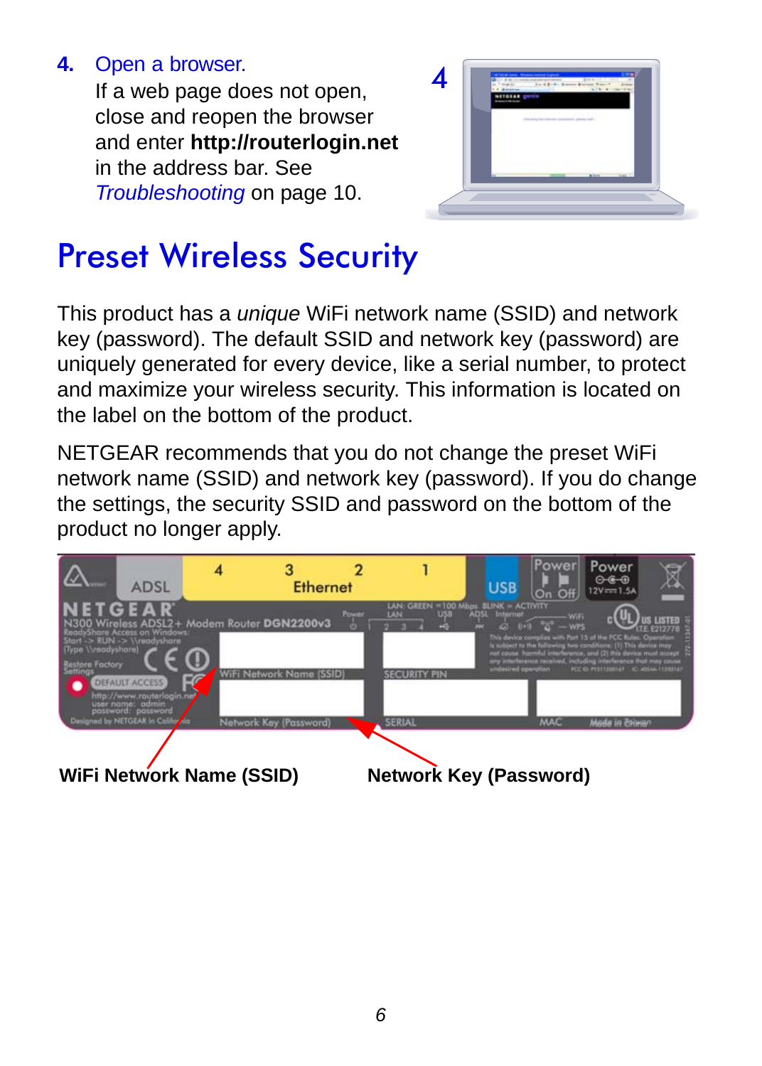4. Open a browser.

If a web page does not open, close and reopen the browser and enter **http://routerlogin.net** in the address bar. See *Troubleshooting* on page 10.

# Preset Wireless Security

This product has a *unique* WiFi network name (SSID) and network key (password). The default SSID and network key (password) are uniquely generated for every device, like a serial number, to protect and maximize your wireless security. This information is located on the label on the bottom of the product.

NETGEAR recommends that you do not change the preset WiFi network name (SSID) and network key (password). If you do change the settings, the security SSID and password on the bottom of the product no longer apply.

**WiFi Network Name (SSID)** **Network Key (Password)**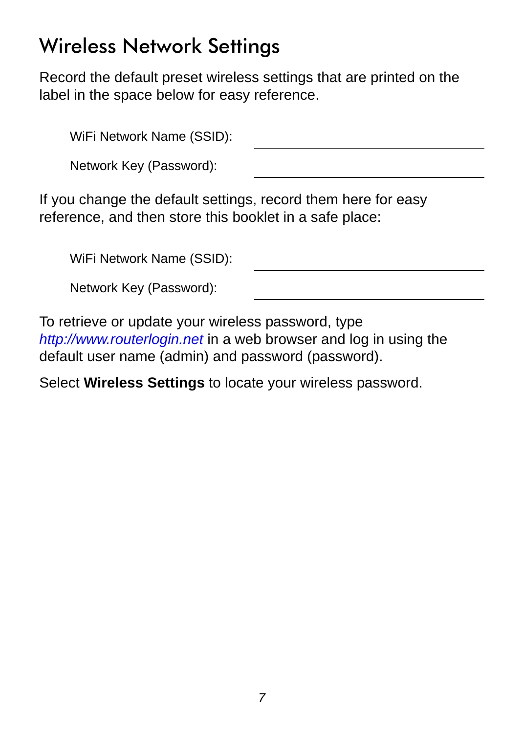# Wireless Network Settings

Record the default preset wireless settings that are printed on the label in the space below for easy reference.

WiFi Network Name (SSID): ______________________________

Network Key (Password): ______________________________

If you change the default settings, record them here for easy reference, and then store this booklet in a safe place:

WiFi Network Name (SSID): ______________________________

Network Key (Password): ______________________________

To retrieve or update your wireless password, type *http://www.routerlogin.net* in a web browser and log in using the default user name (admin) and password (password).

Select **Wireless Settings** to locate your wireless password.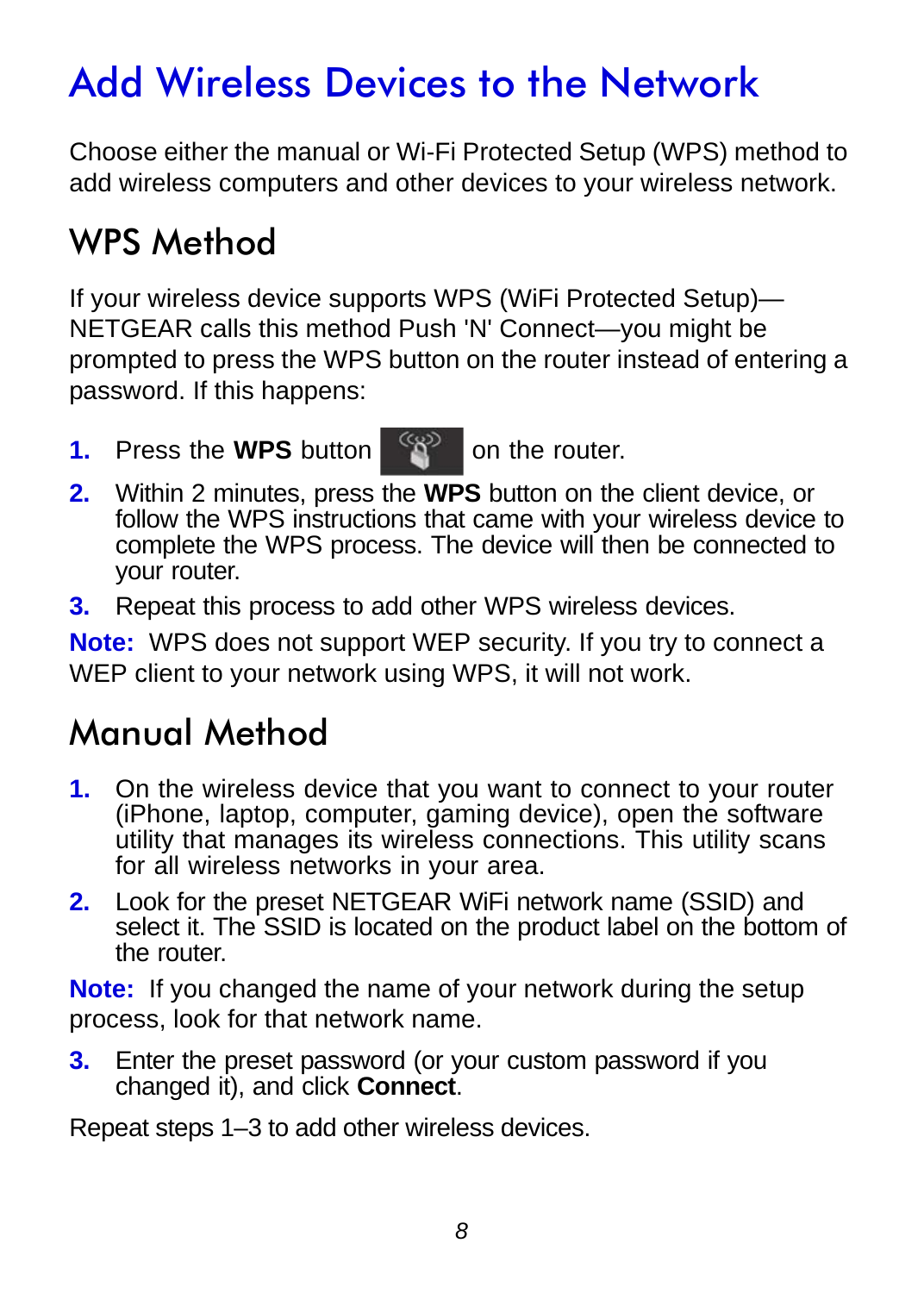# Add Wireless Devices to the Network

Choose either the manual or Wi-Fi Protected Setup (WPS) method to add wireless computers and other devices to your wireless network.

## WPS Method

If your wireless device supports WPS (WiFi Protected Setup)—NETGEAR calls this method Push 'N' Connect—you might be prompted to press the WPS button on the router instead of entering a password. If this happens:

1. Press the **WPS** button on the router.
2. Within 2 minutes, press the **WPS** button on the client device, or follow the WPS instructions that came with your wireless device to complete the WPS process. The device will then be connected to your router.
3. Repeat this process to add other WPS wireless devices.

**Note:** WPS does not support WEP security. If you try to connect a WEP client to your network using WPS, it will not work.

## Manual Method

1. On the wireless device that you want to connect to your router (iPhone, laptop, computer, gaming device), open the software utility that manages its wireless connections. This utility scans for all wireless networks in your area.
2. Look for the preset NETGEAR WiFi network name (SSID) and select it. The SSID is located on the product label on the bottom of the router.

**Note:** If you changed the name of your network during the setup process, look for that network name.

3. Enter the preset password (or your custom password if you changed it), and click **Connect**.

Repeat steps 1–3 to add other wireless devices.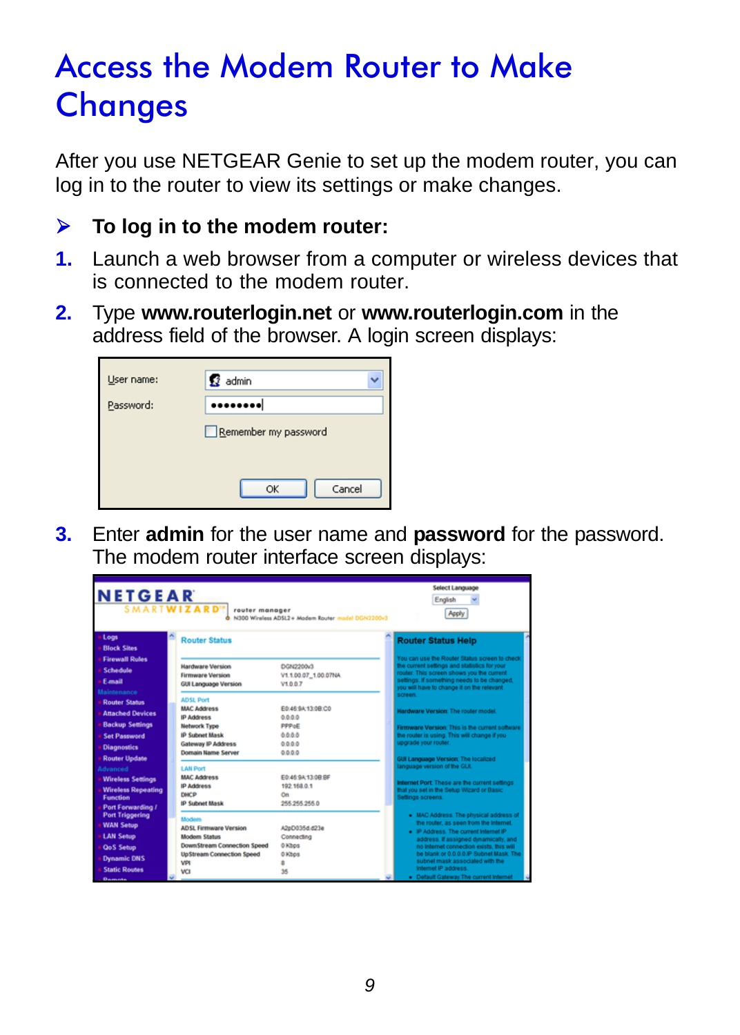# Access the Modem Router to Make Changes

After you use NETGEAR Genie to set up the modem router, you can log in to the router to view its settings or make changes.

➤ **To log in to the modem router:**

1. Launch a web browser from a computer or wireless devices that is connected to the modem router.
2. Type **www.routerlogin.net** or **www.routerlogin.com** in the address field of the browser. A login screen displays:
3. Enter **admin** for the user name and **password** for the password. The modem router interface screen displays: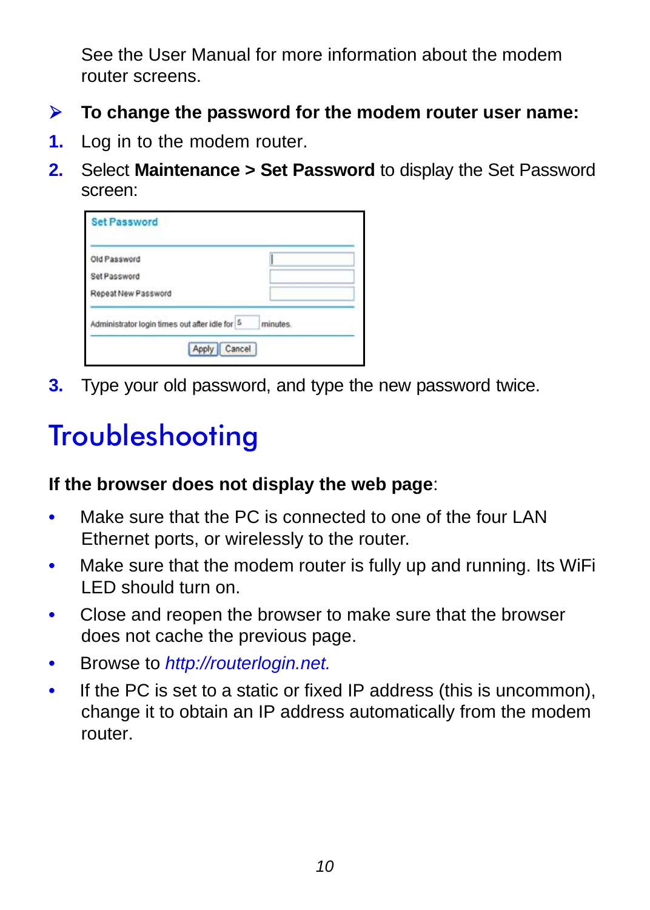See the User Manual for more information about the modem router screens.

➢ **To change the password for the modem router user name:**

1. Log in to the modem router.
2. Select **Maintenance > Set Password** to display the Set Password screen:

   **Set Password**

   | | |
   |---|---|
   | Old Password | |
   | Set Password | |
   | Repeat New Password | |

   Administrator login times out after idle for 5 minutes.

   Apply | Cancel

3. Type your old password, and type the new password twice.

# Troubleshooting

**If the browser does not display the web page**:

- Make sure that the PC is connected to one of the four LAN Ethernet ports, or wirelessly to the router.
- Make sure that the modem router is fully up and running. Its WiFi LED should turn on.
- Close and reopen the browser to make sure that the browser does not cache the previous page.
- Browse to *http://routerlogin.net.*
- If the PC is set to a static or fixed IP address (this is uncommon), change it to obtain an IP address automatically from the modem router.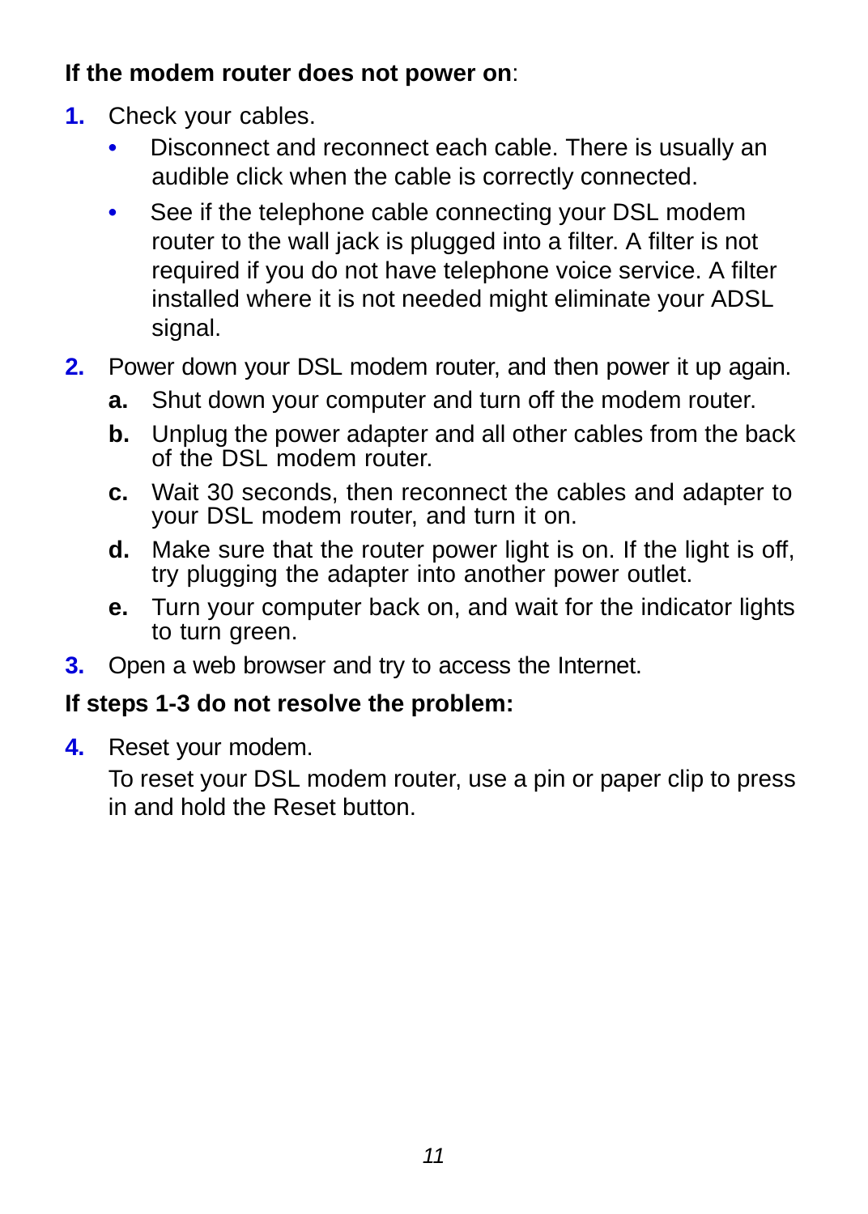**If the modem router does not power on**:

1. Check your cables.
   - Disconnect and reconnect each cable. There is usually an audible click when the cable is correctly connected.
   - See if the telephone cable connecting your DSL modem router to the wall jack is plugged into a filter. A filter is not required if you do not have telephone voice service. A filter installed where it is not needed might eliminate your ADSL signal.
2. Power down your DSL modem router, and then power it up again.
   a. Shut down your computer and turn off the modem router.
   b. Unplug the power adapter and all other cables from the back of the DSL modem router.
   c. Wait 30 seconds, then reconnect the cables and adapter to your DSL modem router, and turn it on.
   d. Make sure that the router power light is on. If the light is off, try plugging the adapter into another power outlet.
   e. Turn your computer back on, and wait for the indicator lights to turn green.
3. Open a web browser and try to access the Internet.

**If steps 1-3 do not resolve the problem:**

4. Reset your modem.

   To reset your DSL modem router, use a pin or paper clip to press in and hold the Reset button.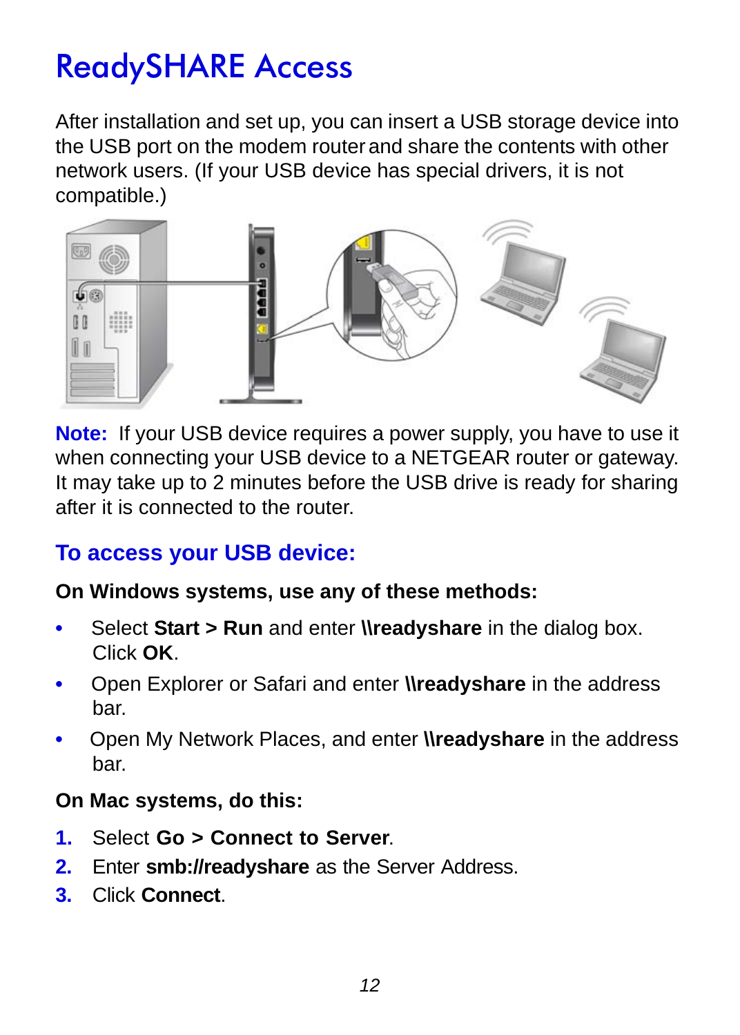# ReadySHARE Access

After installation and set up, you can insert a USB storage device into the USB port on the modem router and share the contents with other network users. (If your USB device has special drivers, it is not compatible.)

**Note:** If your USB device requires a power supply, you have to use it when connecting your USB device to a NETGEAR router or gateway. It may take up to 2 minutes before the USB drive is ready for sharing after it is connected to the router.

## To access your USB device:

**On Windows systems, use any of these methods:**

- Select **Start > Run** and enter **\\readyshare** in the dialog box. Click **OK**.
- Open Explorer or Safari and enter **\\readyshare** in the address bar.
- Open My Network Places, and enter **\\readyshare** in the address bar.

**On Mac systems, do this:**

1. Select **Go > Connect to Server**.
2. Enter **smb://readyshare** as the Server Address.
3. Click **Connect**.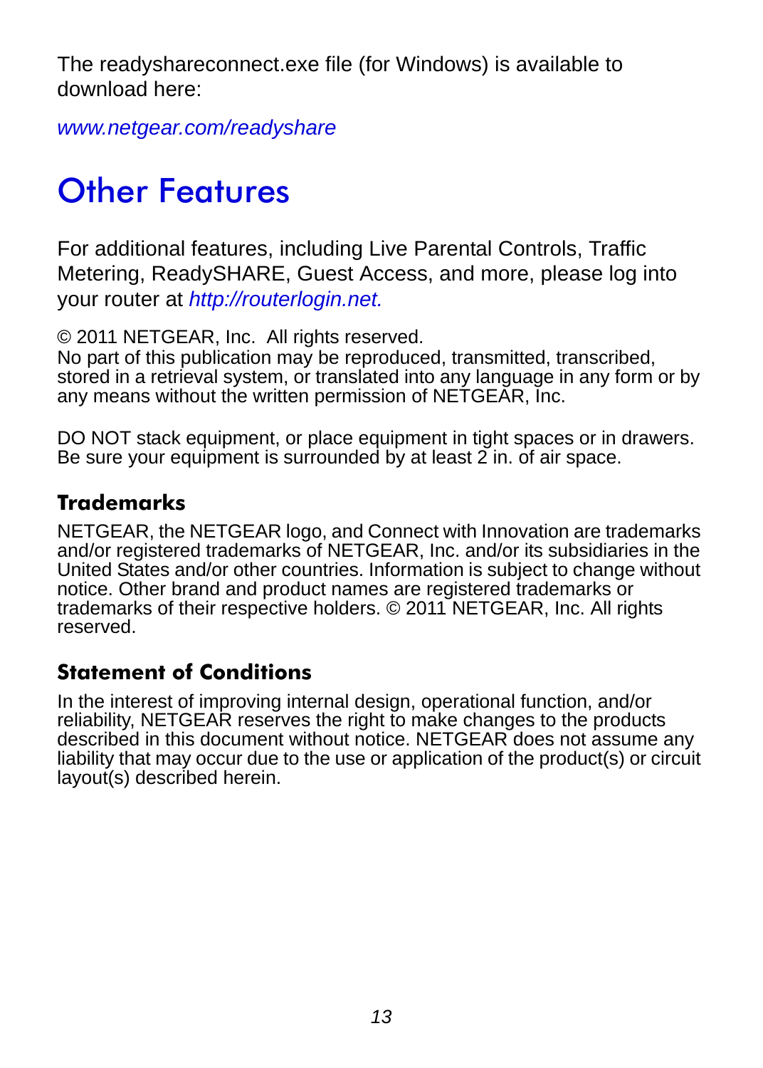The readyshareconnect.exe file (for Windows) is available to download here:

*www.netgear.com/readyshare*

# Other Features

For additional features, including Live Parental Controls, Traffic Metering, ReadySHARE, Guest Access, and more, please log into your router at *http://routerlogin.net.*

© 2011 NETGEAR, Inc. All rights reserved.
No part of this publication may be reproduced, transmitted, transcribed, stored in a retrieval system, or translated into any language in any form or by any means without the written permission of NETGEAR, Inc.

DO NOT stack equipment, or place equipment in tight spaces or in drawers. Be sure your equipment is surrounded by at least 2 in. of air space.

### Trademarks

NETGEAR, the NETGEAR logo, and Connect with Innovation are trademarks and/or registered trademarks of NETGEAR, Inc. and/or its subsidiaries in the United States and/or other countries. Information is subject to change without notice. Other brand and product names are registered trademarks or trademarks of their respective holders. © 2011 NETGEAR, Inc. All rights reserved.

### Statement of Conditions

In the interest of improving internal design, operational function, and/or reliability, NETGEAR reserves the right to make changes to the products described in this document without notice. NETGEAR does not assume any liability that may occur due to the use or application of the product(s) or circuit layout(s) described herein.